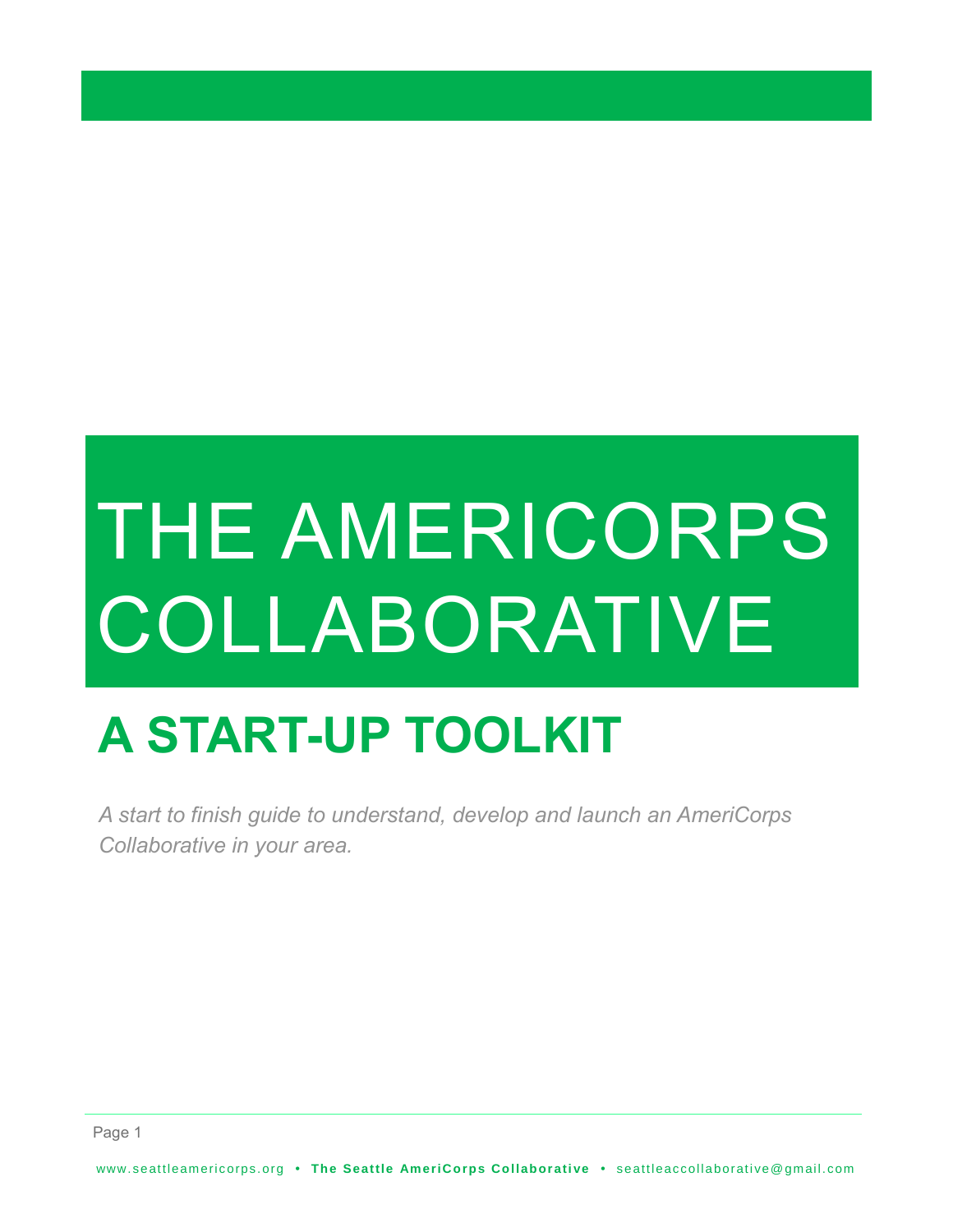# THE AMERICORPS COLLABORATIVE

## A START-UP TOOLKIT

*A start to finish guide to understand, develop and launch an AmeriCorps Collaborative in your area.*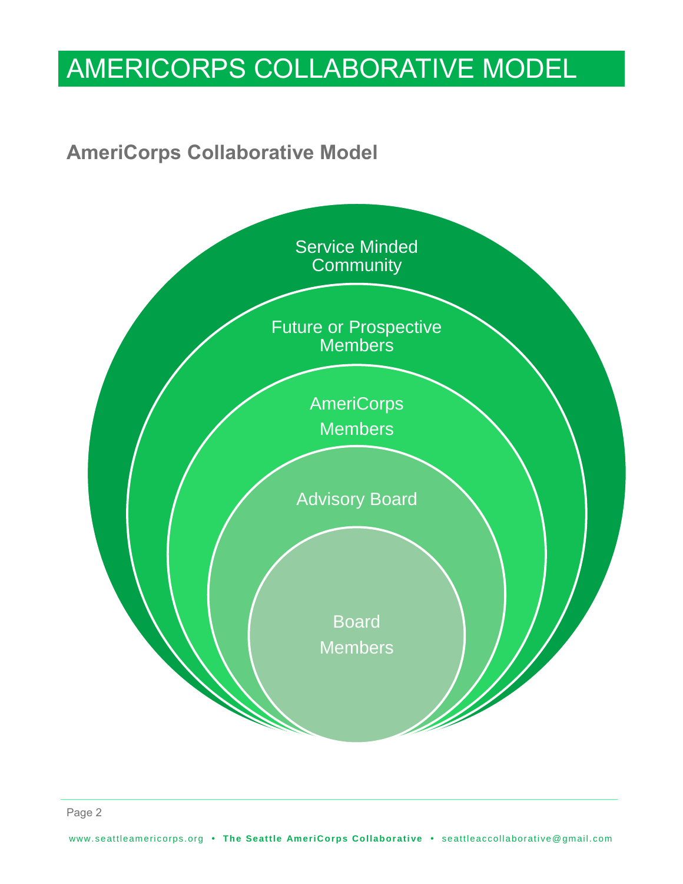# AMERICORPS COLLABORATIVE MODEL

## AmeriCorps Collaborative Model

Service Minded Community

Future or Prospective Members

AmeriCorps Members

Advisory Board

Board Members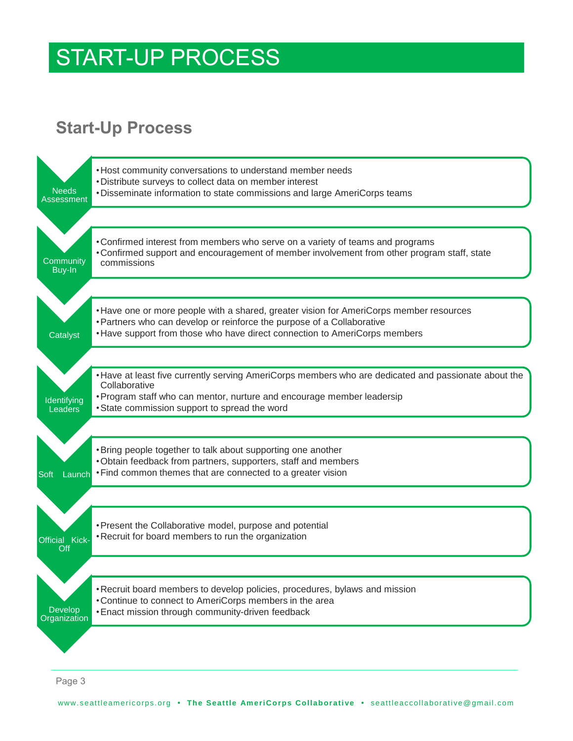# START-UP PROCESS

## Start-Up Process

### Needs Assessment

- Host community conversations to understand member needs
- Distribute surveys to collect data on member interest
- Disseminate information to state commissions and large AmeriCorps teams

### Community Buy-In

- Confirmed interest from members who serve on a variety of teams and programs
- Confirmed support and encouragement of member involvement from other program staff, state commissions

### Catalyst

- Have one or more people with a shared, greater vision for AmeriCorps member resources
- Partners who can develop or reinforce the purpose of a Collaborative
- Have support from those who have direct connection to AmeriCorps members

### Identifying Leaders

- Have at least five currently serving AmeriCorps members who are dedicated and passionate about the Collaborative
- Program staff who can mentor, nurture and encourage member leadersip
- State commission support to spread the word

### Soft Launch

- Bring people together to talk about supporting one another
- Obtain feedback from partners, supporters, staff and members
- Find common themes that are connected to a greater vision

### Official Kick-Off

- Present the Collaborative model, purpose and potential
- Recruit for board members to run the organization

### Develop Organization

- Recruit board members to develop policies, procedures, bylaws and mission
- Continue to connect to AmeriCorps members in the area
- Enact mission through community-driven feedback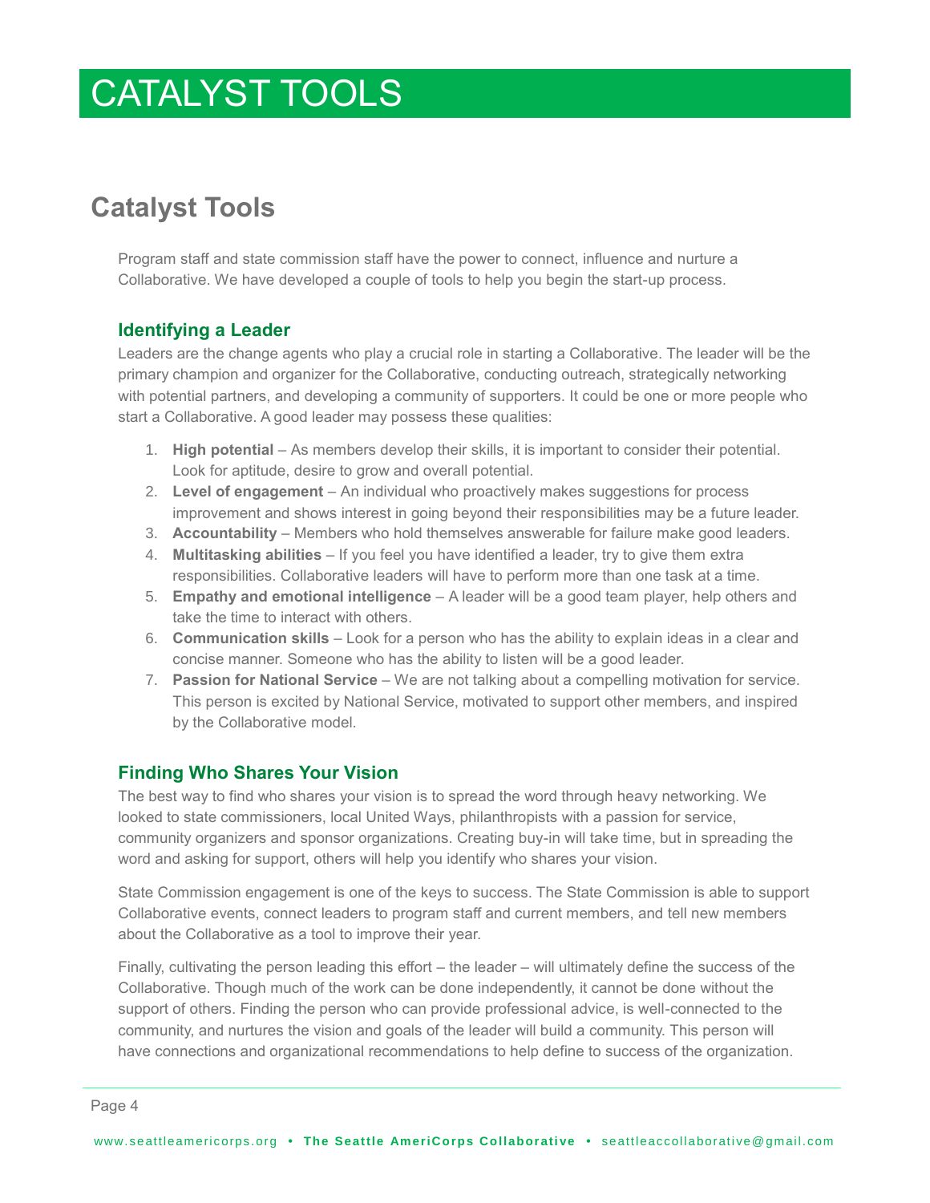# CATALYST TOOLS

## Catalyst Tools

Program staff and state commission staff have the power to connect, influence and nurture a Collaborative. We have developed a couple of tools to help you begin the start-up process.

### Identifying a Leader

Leaders are the change agents who play a crucial role in starting a Collaborative. The leader will be the primary champion and organizer for the Collaborative, conducting outreach, strategically networking with potential partners, and developing a community of supporters. It could be one or more people who start a Collaborative. A good leader may possess these qualities:

1. **High potential** – As members develop their skills, it is important to consider their potential. Look for aptitude, desire to grow and overall potential.
2. **Level of engagement** – An individual who proactively makes suggestions for process improvement and shows interest in going beyond their responsibilities may be a future leader.
3. **Accountability** – Members who hold themselves answerable for failure make good leaders.
4. **Multitasking abilities** – If you feel you have identified a leader, try to give them extra responsibilities. Collaborative leaders will have to perform more than one task at a time.
5. **Empathy and emotional intelligence** – A leader will be a good team player, help others and take the time to interact with others.
6. **Communication skills** – Look for a person who has the ability to explain ideas in a clear and concise manner. Someone who has the ability to listen will be a good leader.
7. **Passion for National Service** – We are not talking about a compelling motivation for service. This person is excited by National Service, motivated to support other members, and inspired by the Collaborative model.

### Finding Who Shares Your Vision

The best way to find who shares your vision is to spread the word through heavy networking. We looked to state commissioners, local United Ways, philanthropists with a passion for service, community organizers and sponsor organizations. Creating buy-in will take time, but in spreading the word and asking for support, others will help you identify who shares your vision.

State Commission engagement is one of the keys to success. The State Commission is able to support Collaborative events, connect leaders to program staff and current members, and tell new members about the Collaborative as a tool to improve their year.

Finally, cultivating the person leading this effort – the leader – will ultimately define the success of the Collaborative. Though much of the work can be done independently, it cannot be done without the support of others. Finding the person who can provide professional advice, is well-connected to the community, and nurtures the vision and goals of the leader will build a community. This person will have connections and organizational recommendations to help define to success of the organization.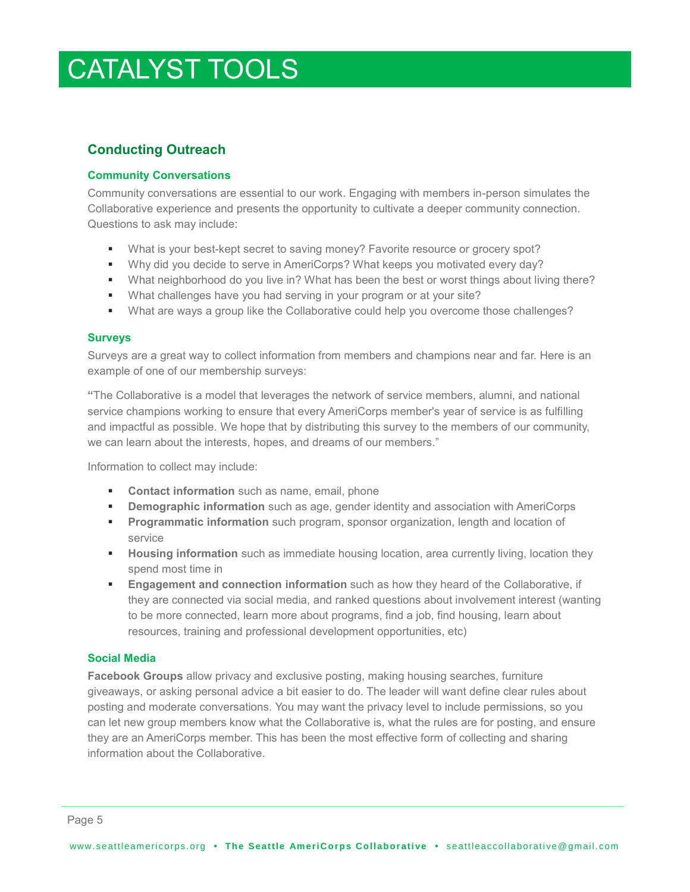# CATALYST TOOLS

## Conducting Outreach

### Community Conversations

Community conversations are essential to our work. Engaging with members in-person simulates the Collaborative experience and presents the opportunity to cultivate a deeper community connection. Questions to ask may include:

- What is your best-kept secret to saving money? Favorite resource or grocery spot?
- Why did you decide to serve in AmeriCorps? What keeps you motivated every day?
- What neighborhood do you live in? What has been the best or worst things about living there?
- What challenges have you had serving in your program or at your site?
- What are ways a group like the Collaborative could help you overcome those challenges?

### Surveys

Surveys are a great way to collect information from members and champions near and far. Here is an example of one of our membership surveys:

**"**The Collaborative is a model that leverages the network of service members, alumni, and national service champions working to ensure that every AmeriCorps member's year of service is as fulfilling and impactful as possible. We hope that by distributing this survey to the members of our community, we can learn about the interests, hopes, and dreams of our members."

Information to collect may include:

- **Contact information** such as name, email, phone
- **Demographic information** such as age, gender identity and association with AmeriCorps
- **Programmatic information** such program, sponsor organization, length and location of service
- **Housing information** such as immediate housing location, area currently living, location they spend most time in
- **Engagement and connection information** such as how they heard of the Collaborative, if they are connected via social media, and ranked questions about involvement interest (wanting to be more connected, learn more about programs, find a job, find housing, learn about resources, training and professional development opportunities, etc)

### Social Media

**Facebook Groups** allow privacy and exclusive posting, making housing searches, furniture giveaways, or asking personal advice a bit easier to do. The leader will want define clear rules about posting and moderate conversations. You may want the privacy level to include permissions, so you can let new group members know what the Collaborative is, what the rules are for posting, and ensure they are an AmeriCorps member. This has been the most effective form of collecting and sharing information about the Collaborative.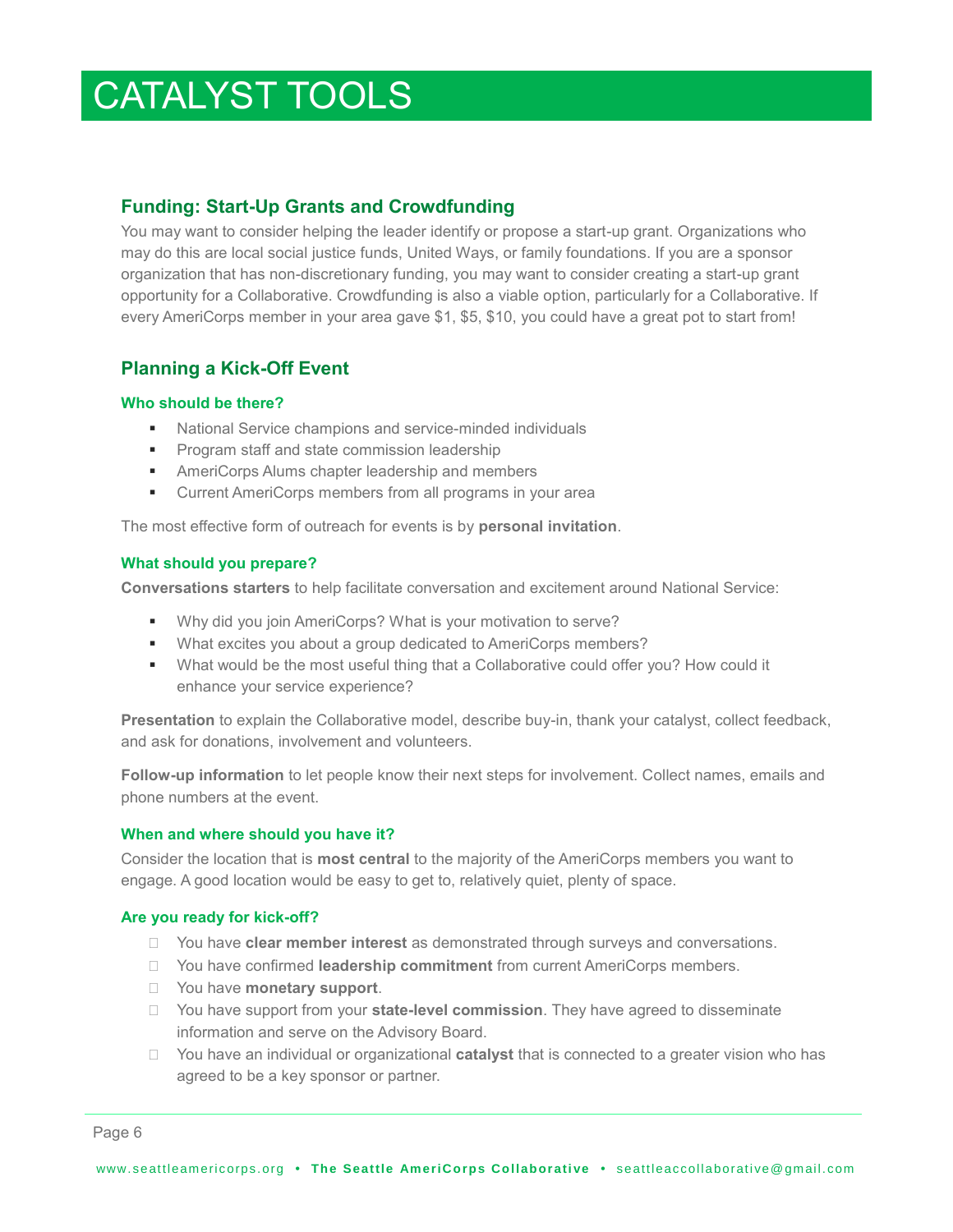# CATALYST TOOLS

## Funding: Start-Up Grants and Crowdfunding

You may want to consider helping the leader identify or propose a start-up grant. Organizations who may do this are local social justice funds, United Ways, or family foundations. If you are a sponsor organization that has non-discretionary funding, you may want to consider creating a start-up grant opportunity for a Collaborative. Crowdfunding is also a viable option, particularly for a Collaborative. If every AmeriCorps member in your area gave $1, $5, $10, you could have a great pot to start from!

## Planning a Kick-Off Event

### Who should be there?

- National Service champions and service-minded individuals
- Program staff and state commission leadership
- AmeriCorps Alums chapter leadership and members
- Current AmeriCorps members from all programs in your area

The most effective form of outreach for events is by **personal invitation**.

### What should you prepare?

**Conversations starters** to help facilitate conversation and excitement around National Service:

- Why did you join AmeriCorps? What is your motivation to serve?
- What excites you about a group dedicated to AmeriCorps members?
- What would be the most useful thing that a Collaborative could offer you? How could it enhance your service experience?

**Presentation** to explain the Collaborative model, describe buy-in, thank your catalyst, collect feedback, and ask for donations, involvement and volunteers.

**Follow-up information** to let people know their next steps for involvement. Collect names, emails and phone numbers at the event.

### When and where should you have it?

Consider the location that is **most central** to the majority of the AmeriCorps members you want to engage. A good location would be easy to get to, relatively quiet, plenty of space.

### Are you ready for kick-off?

- [ ] You have **clear member interest** as demonstrated through surveys and conversations.
- [ ] You have confirmed **leadership commitment** from current AmeriCorps members.
- [ ] You have **monetary support**.
- [ ] You have support from your **state-level commission**. They have agreed to disseminate information and serve on the Advisory Board.
- [ ] You have an individual or organizational **catalyst** that is connected to a greater vision who has agreed to be a key sponsor or partner.